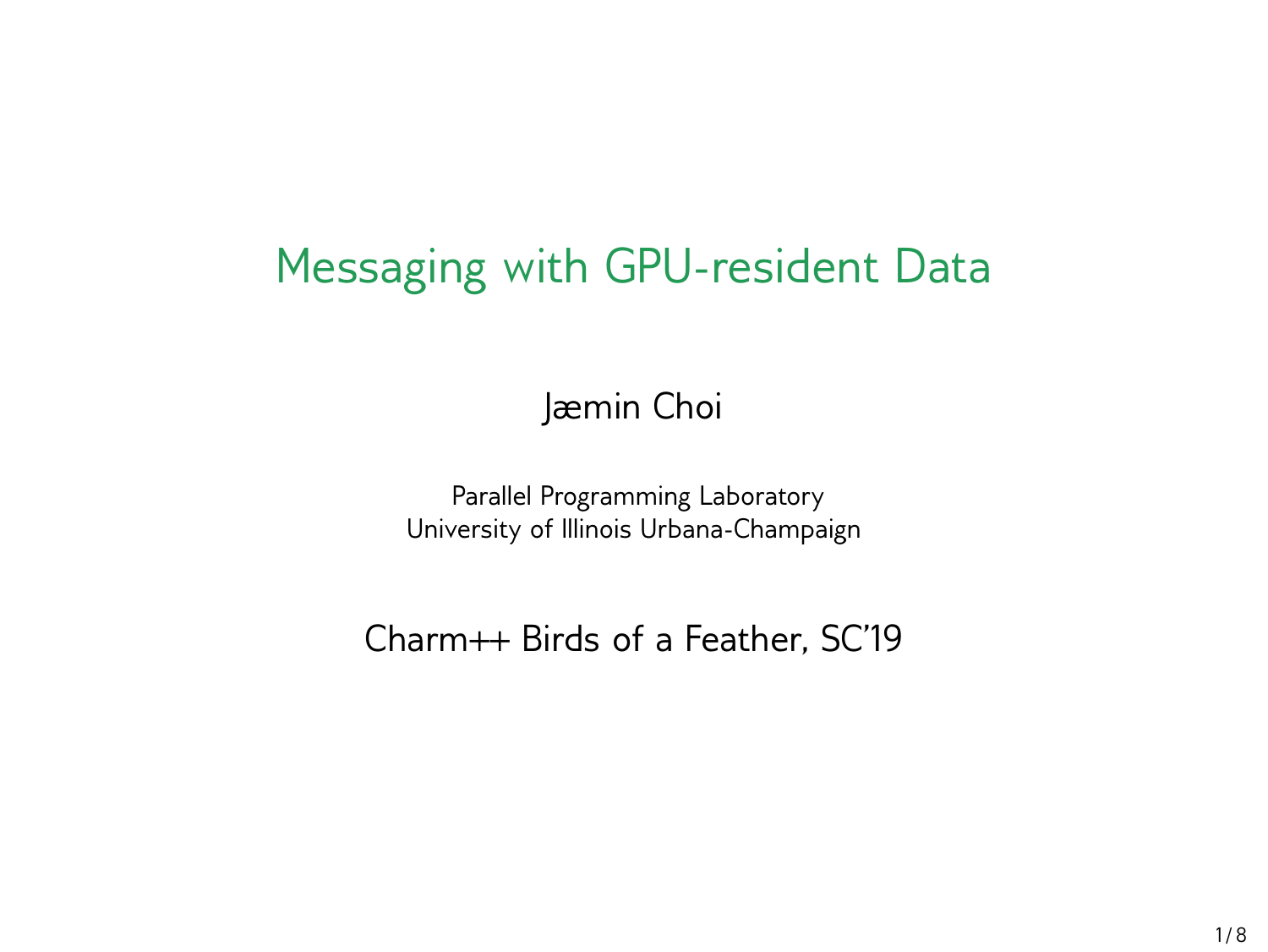# Messaging with GPU-resident Data

Jæmin Choi

Parallel Programming Laboratory
University of Illinois Urbana-Champaign

Charm++ Birds of a Feather, SC'19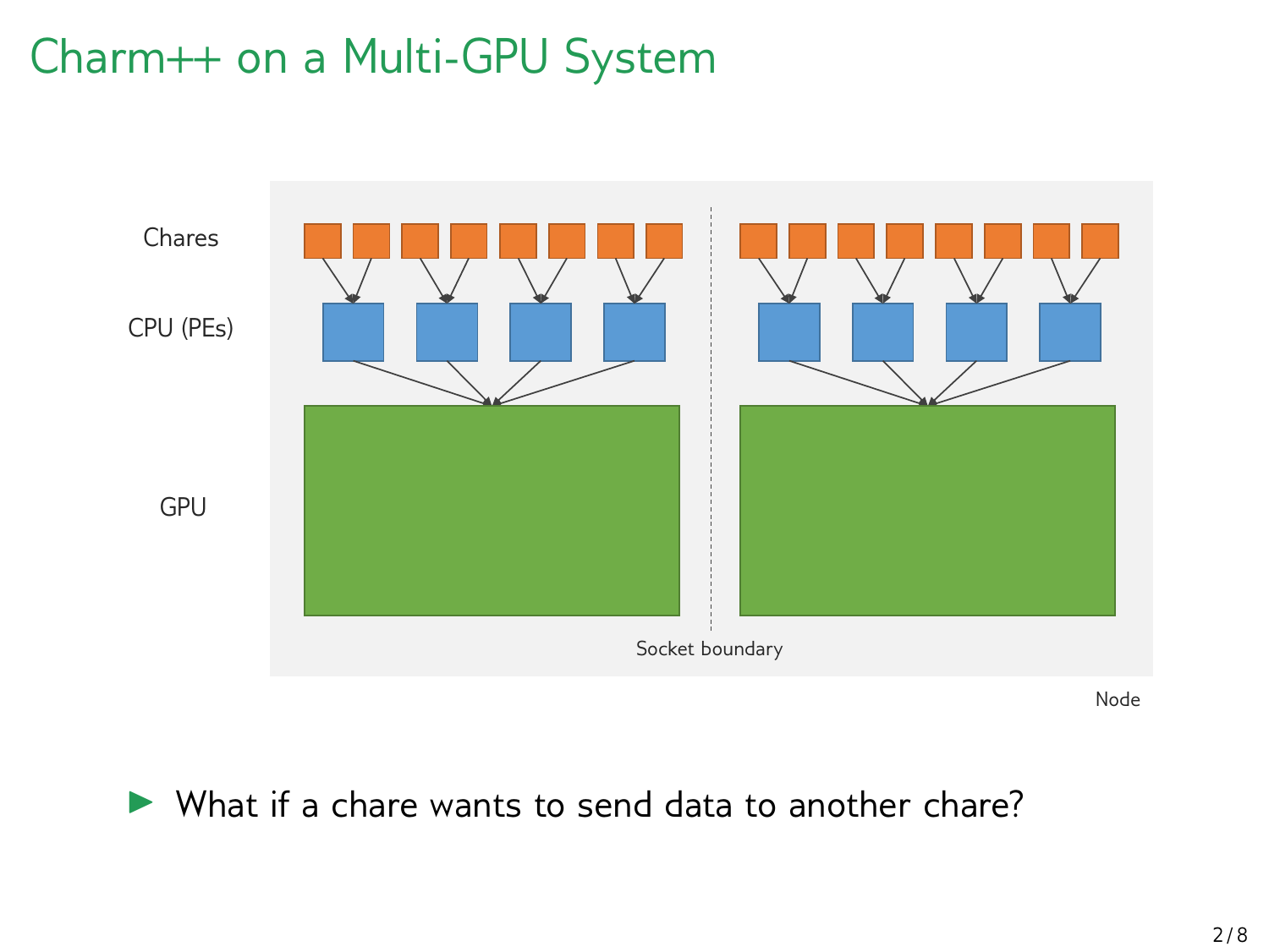# Charm++ on a Multi-GPU System

Chares

CPU (PEs)

GPU

Socket boundary

Node

- What if a chare wants to send data to another chare?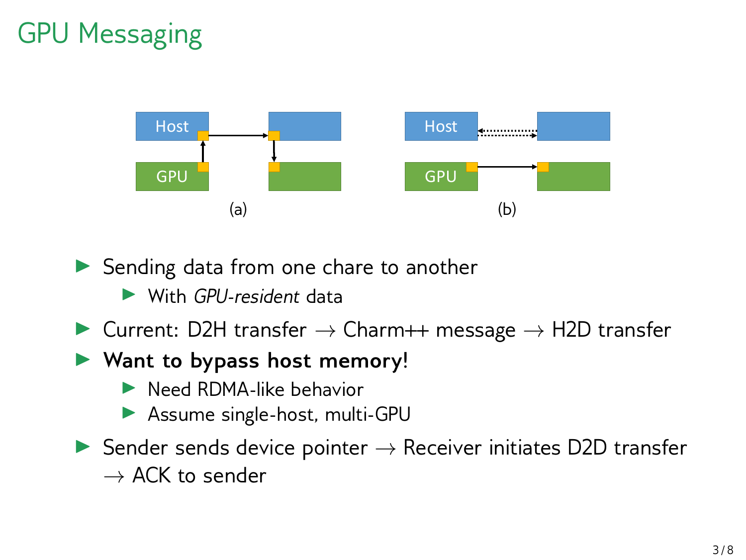# GPU Messaging

Host

GPU

(a)

Host

GPU

(b)

- Sending data from one chare to another
  - With *GPU-resident* data
- Current: D2H transfer → Charm++ message → H2D transfer
- **Want to bypass host memory!**
  - Need RDMA-like behavior
  - Assume single-host, multi-GPU
- Sender sends device pointer → Receiver initiates D2D transfer → ACK to sender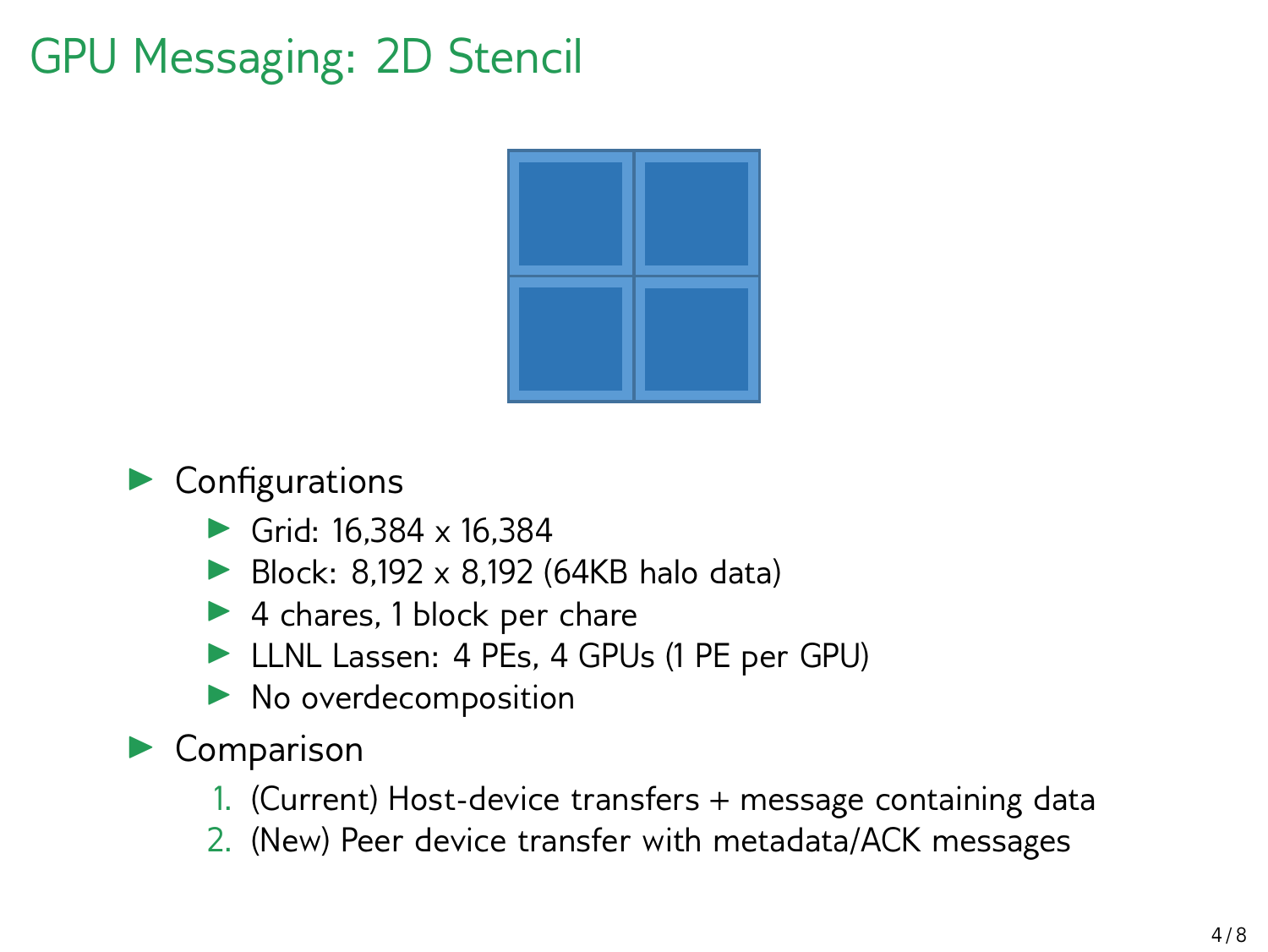# GPU Messaging: 2D Stencil

- Configurations
  - Grid: 16,384 x 16,384
  - Block: 8,192 x 8,192 (64KB halo data)
  - 4 chares, 1 block per chare
  - LLNL Lassen: 4 PEs, 4 GPUs (1 PE per GPU)
  - No overdecomposition
- Comparison
  1. (Current) Host-device transfers + message containing data
  2. (New) Peer device transfer with metadata/ACK messages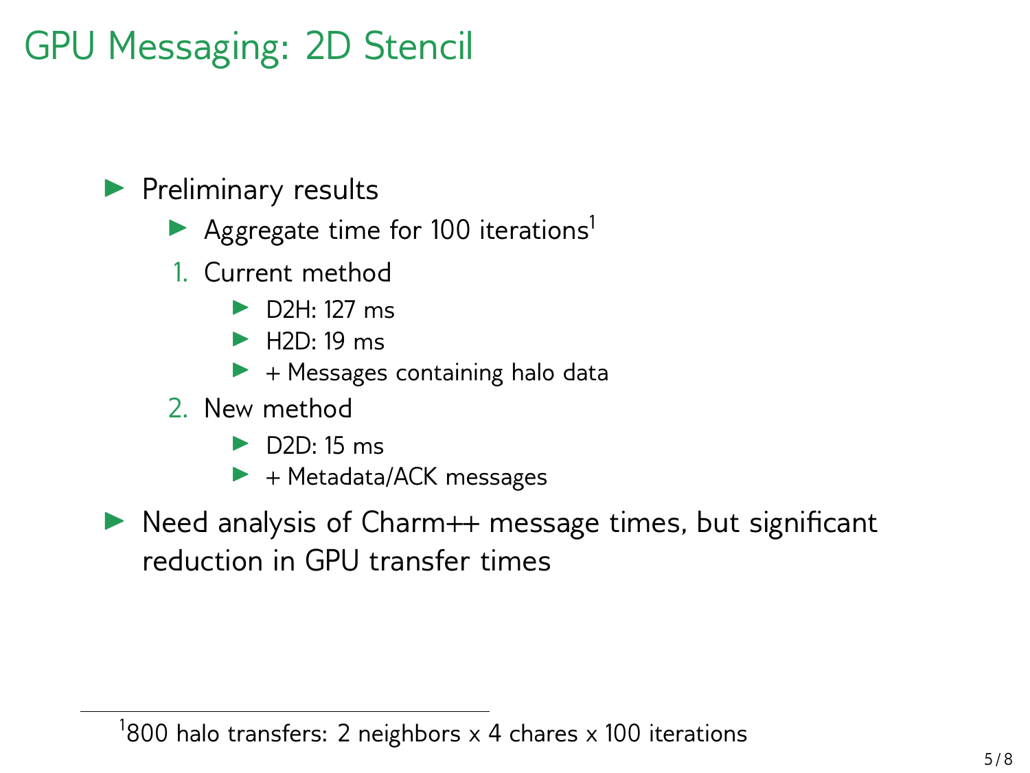# GPU Messaging: 2D Stencil

- Preliminary results
  - Aggregate time for 100 iterations[1]
  1. Current method
     - D2H: 127 ms
     - H2D: 19 ms
     - + Messages containing halo data
  2. New method
     - D2D: 15 ms
     - + Metadata/ACK messages
- Need analysis of Charm++ message times, but significant reduction in GPU transfer times

[1] 800 halo transfers: 2 neighbors x 4 chares x 100 iterations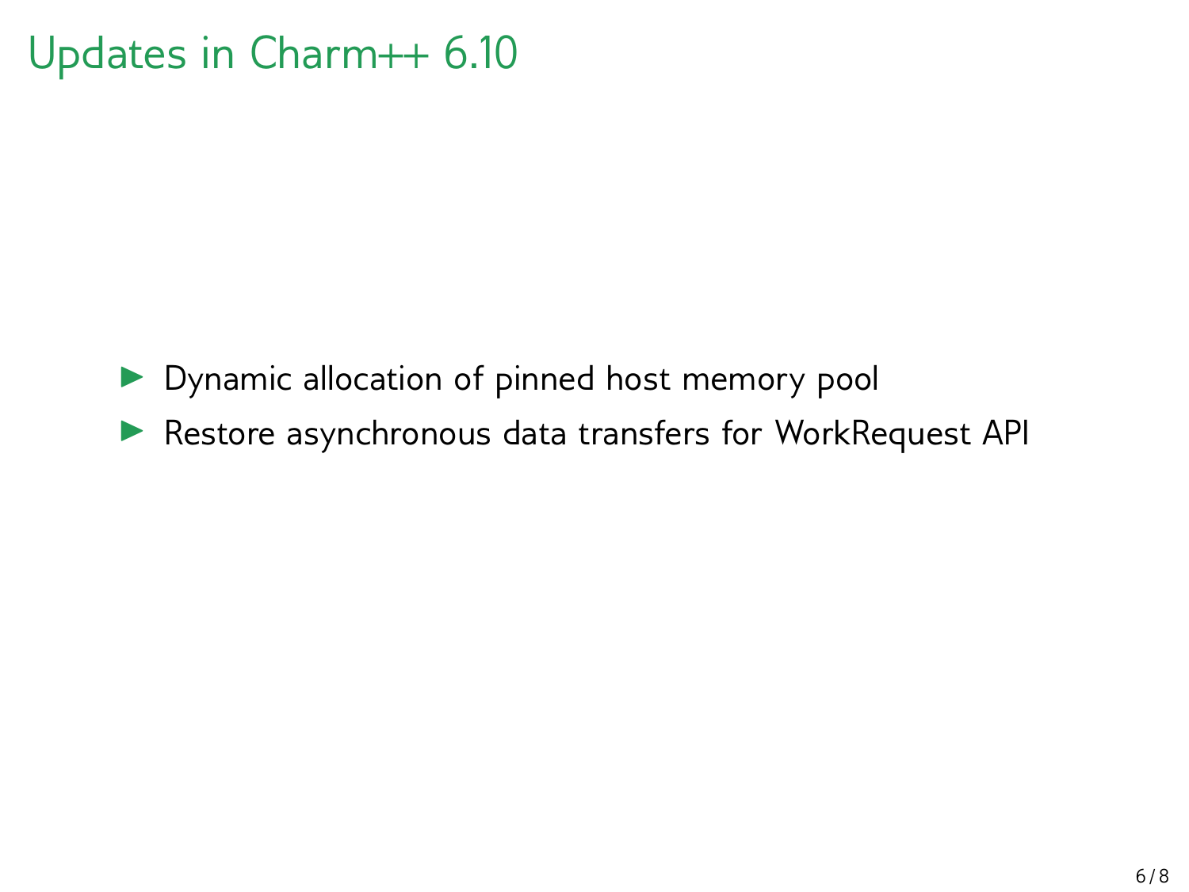# Updates in Charm++ 6.10

- Dynamic allocation of pinned host memory pool
- Restore asynchronous data transfers for WorkRequest API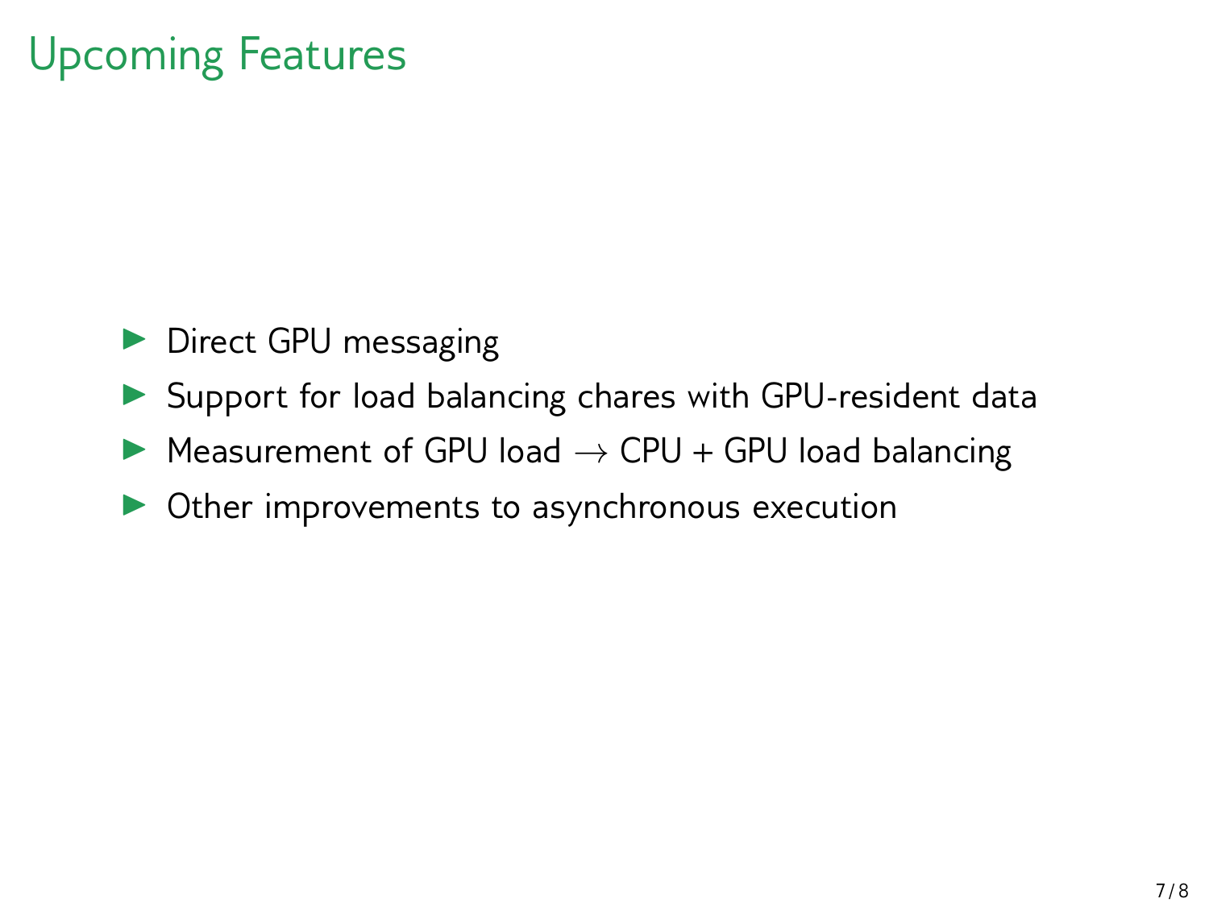# Upcoming Features

- Direct GPU messaging
- Support for load balancing chares with GPU-resident data
- Measurement of GPU load $\rightarrow$ CPU + GPU load balancing
- Other improvements to asynchronous execution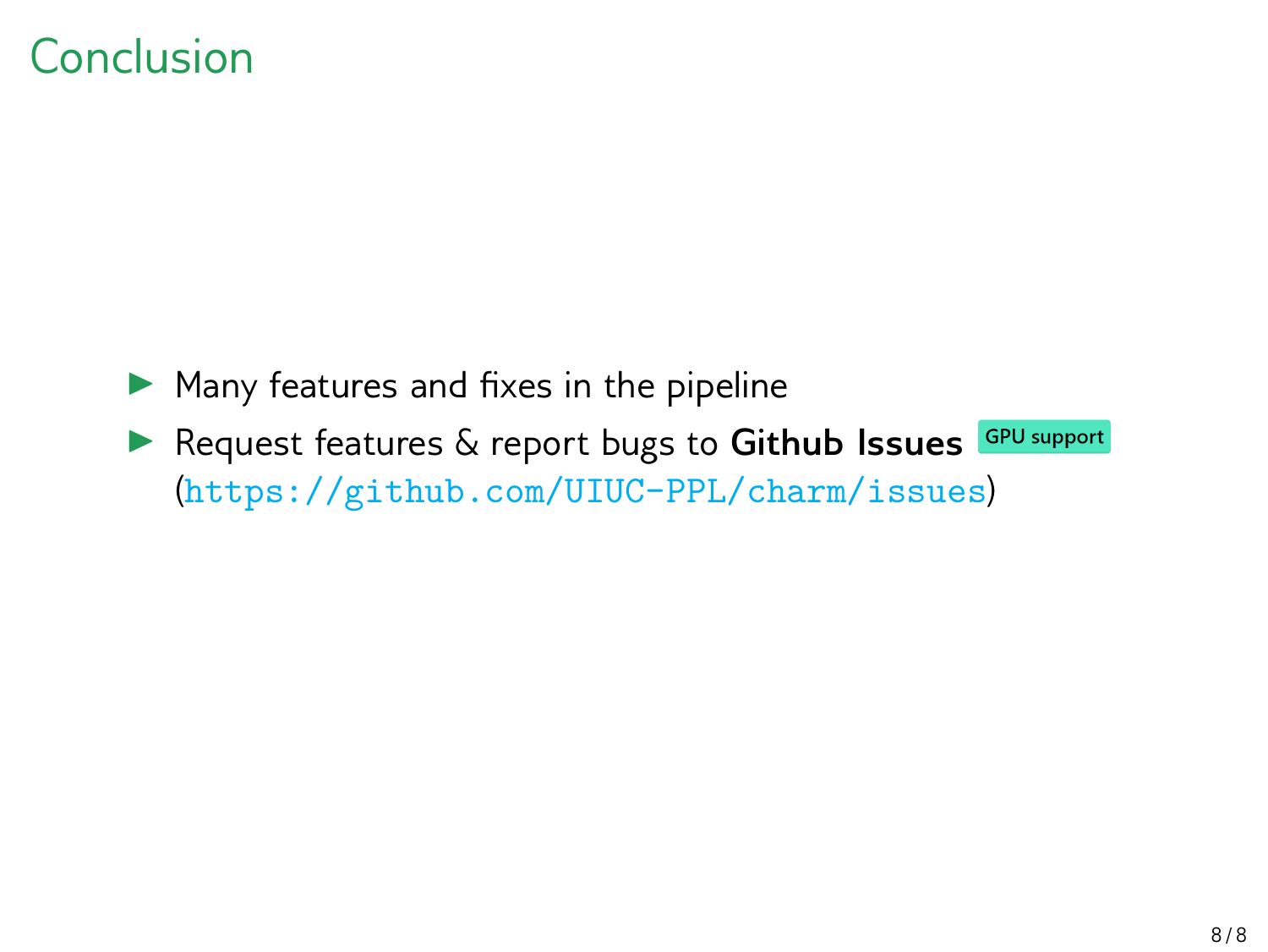# Conclusion

- Many features and fixes in the pipeline
- Request features & report bugs to **Github Issues** GPU support (https://github.com/UIUC-PPL/charm/issues)